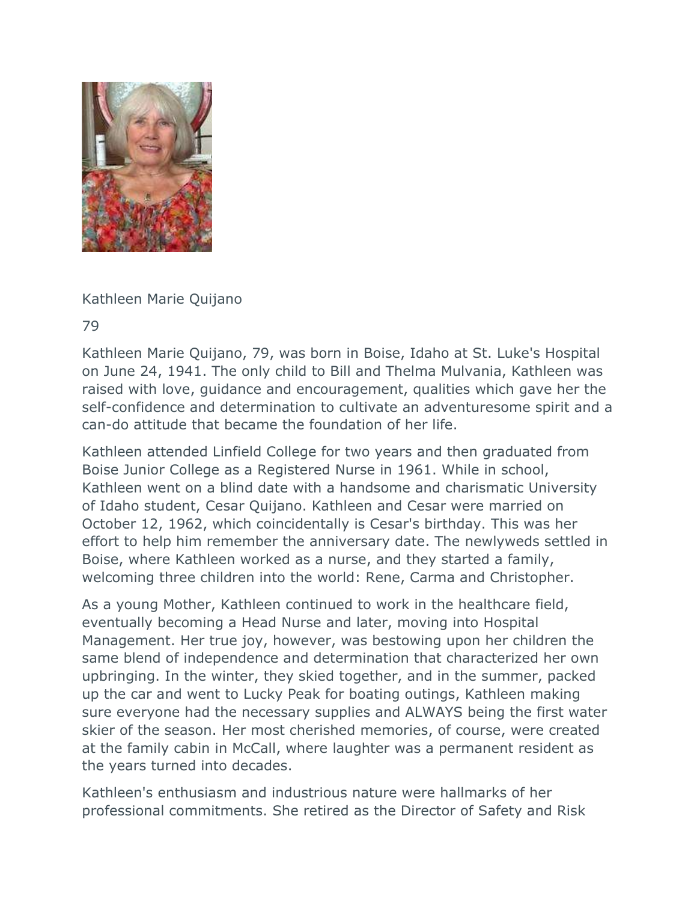Kathleen Marie Quijano

79

Kathleen Marie Quijano, 79, was born in Boise, Idaho at St. Luke's Hospital on June 24, 1941. The only child to Bill and Thelma Mulvania, Kathleen was raised with love, guidance and encouragement, qualities which gave her the self-confidence and determination to cultivate an adventuresome spirit and a can-do attitude that became the foundation of her life.

Kathleen attended Linfield College for two years and then graduated from Boise Junior College as a Registered Nurse in 1961. While in school, Kathleen went on a blind date with a handsome and charismatic University of Idaho student, Cesar Quijano. Kathleen and Cesar were married on October 12, 1962, which coincidentally is Cesar's birthday. This was her effort to help him remember the anniversary date. The newlyweds settled in Boise, where Kathleen worked as a nurse, and they started a family, welcoming three children into the world: Rene, Carma and Christopher.

As a young Mother, Kathleen continued to work in the healthcare field, eventually becoming a Head Nurse and later, moving into Hospital Management. Her true joy, however, was bestowing upon her children the same blend of independence and determination that characterized her own upbringing. In the winter, they skied together, and in the summer, packed up the car and went to Lucky Peak for boating outings, Kathleen making sure everyone had the necessary supplies and ALWAYS being the first water skier of the season. Her most cherished memories, of course, were created at the family cabin in McCall, where laughter was a permanent resident as the years turned into decades.

Kathleen's enthusiasm and industrious nature were hallmarks of her professional commitments. She retired as the Director of Safety and Risk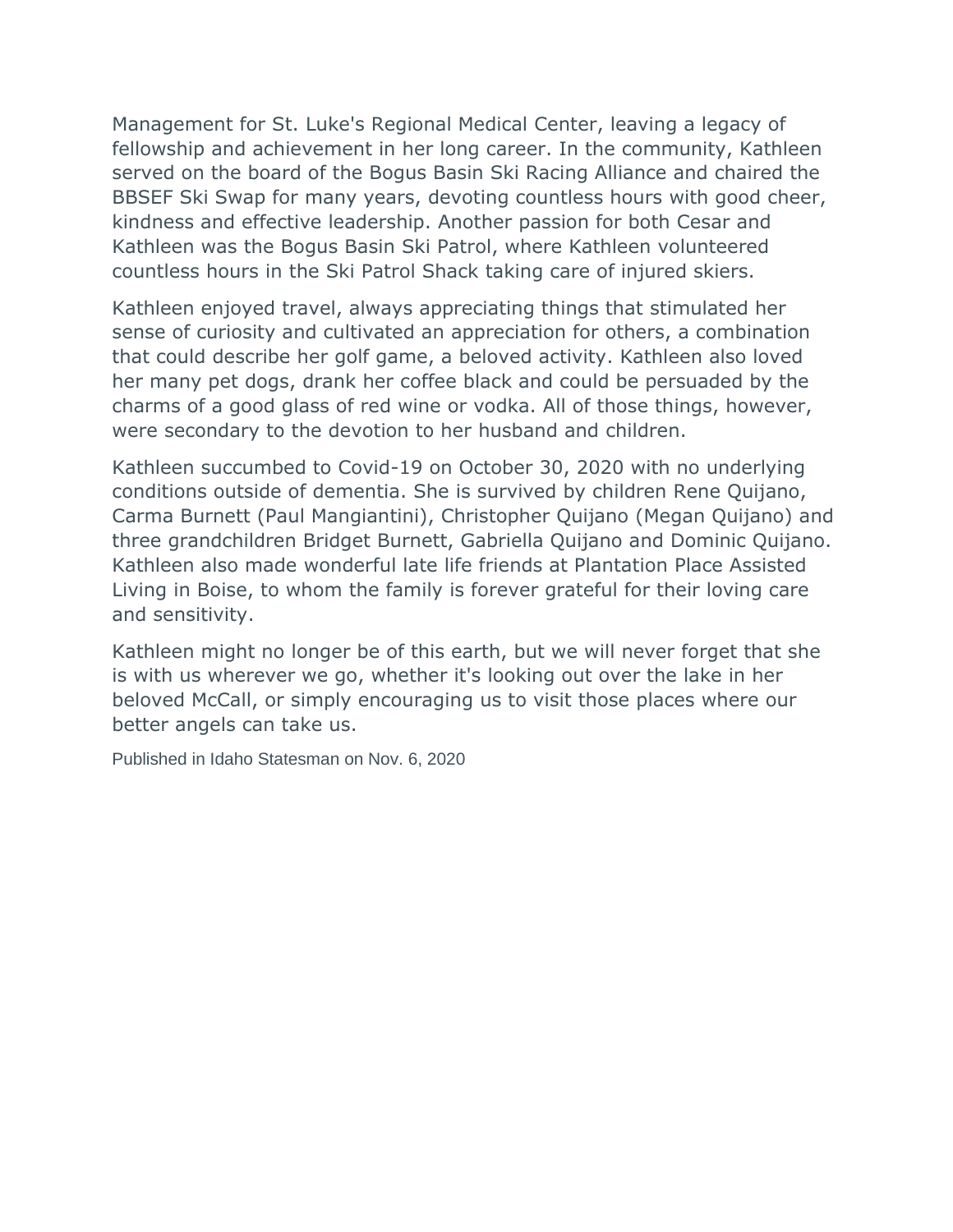Management for St. Luke's Regional Medical Center, leaving a legacy of fellowship and achievement in her long career. In the community, Kathleen served on the board of the Bogus Basin Ski Racing Alliance and chaired the BBSEF Ski Swap for many years, devoting countless hours with good cheer, kindness and effective leadership. Another passion for both Cesar and Kathleen was the Bogus Basin Ski Patrol, where Kathleen volunteered countless hours in the Ski Patrol Shack taking care of injured skiers.

Kathleen enjoyed travel, always appreciating things that stimulated her sense of curiosity and cultivated an appreciation for others, a combination that could describe her golf game, a beloved activity. Kathleen also loved her many pet dogs, drank her coffee black and could be persuaded by the charms of a good glass of red wine or vodka. All of those things, however, were secondary to the devotion to her husband and children.

Kathleen succumbed to Covid-19 on October 30, 2020 with no underlying conditions outside of dementia. She is survived by children Rene Quijano, Carma Burnett (Paul Mangiantini), Christopher Quijano (Megan Quijano) and three grandchildren Bridget Burnett, Gabriella Quijano and Dominic Quijano. Kathleen also made wonderful late life friends at Plantation Place Assisted Living in Boise, to whom the family is forever grateful for their loving care and sensitivity.

Kathleen might no longer be of this earth, but we will never forget that she is with us wherever we go, whether it's looking out over the lake in her beloved McCall, or simply encouraging us to visit those places where our better angels can take us.

Published in Idaho Statesman on Nov. 6, 2020